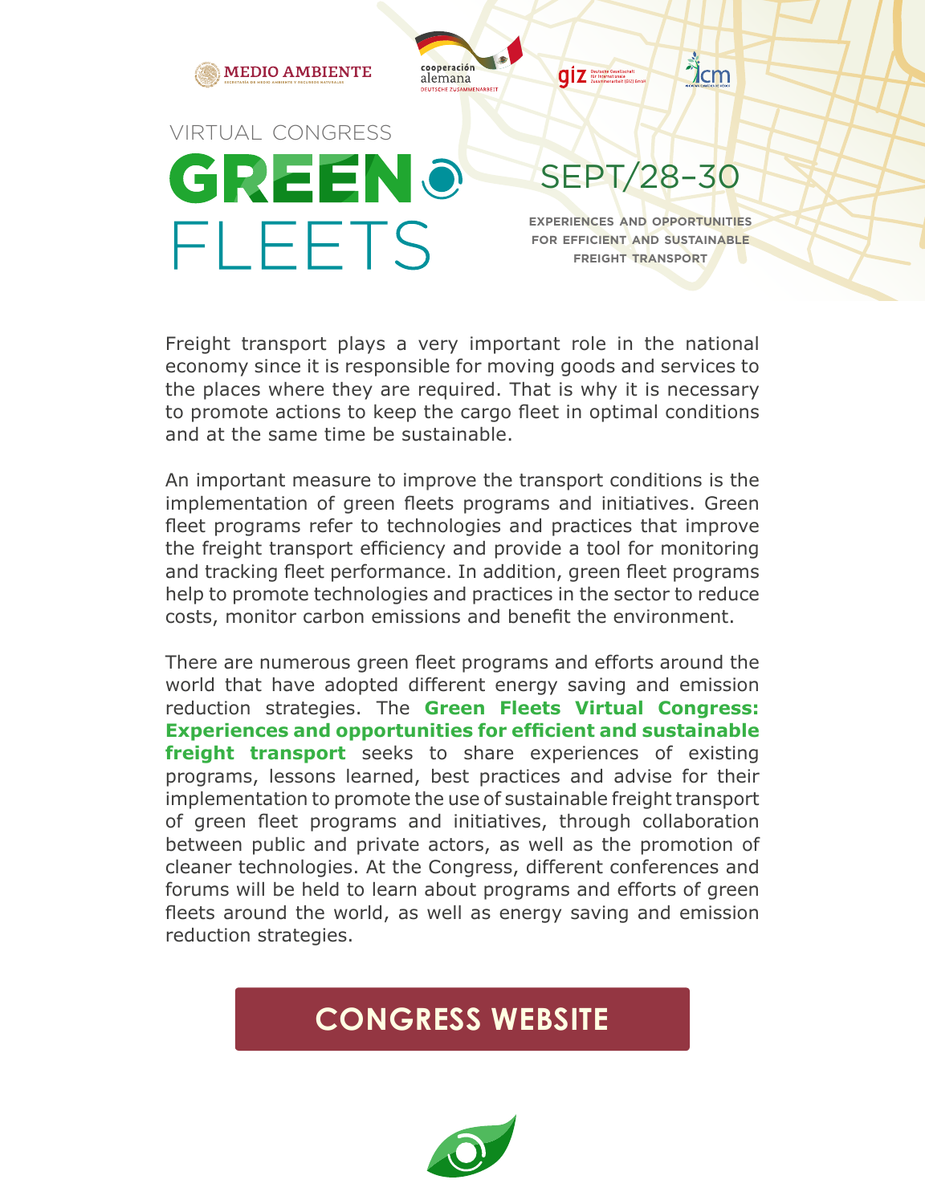MEDIO AMBIENTE

cooperación alemana
DEUTSCHE ZUSAMMENARBEIT

VIRTUAL CONGRESS

# GREEN FLEETS

## SEPT/28–30

**EXPERIENCES AND OPPORTUNITIES FOR EFFICIENT AND SUSTAINABLE FREIGHT TRANSPORT**

Freight transport plays a very important role in the national economy since it is responsible for moving goods and services to the places where they are required. That is why it is necessary to promote actions to keep the cargo fleet in optimal conditions and at the same time be sustainable.

An important measure to improve the transport conditions is the implementation of green fleets programs and initiatives. Green fleet programs refer to technologies and practices that improve the freight transport efficiency and provide a tool for monitoring and tracking fleet performance. In addition, green fleet programs help to promote technologies and practices in the sector to reduce costs, monitor carbon emissions and benefit the environment.

There are numerous green fleet programs and efforts around the world that have adopted different energy saving and emission reduction strategies. The **Green Fleets Virtual Congress: Experiences and opportunities for efficient and sustainable freight transport** seeks to share experiences of existing programs, lessons learned, best practices and advise for their implementation to promote the use of sustainable freight transport of green fleet programs and initiatives, through collaboration between public and private actors, as well as the promotion of cleaner technologies. At the Congress, different conferences and forums will be held to learn about programs and efforts of green fleets around the world, as well as energy saving and emission reduction strategies.

**CONGRESS WEBSITE**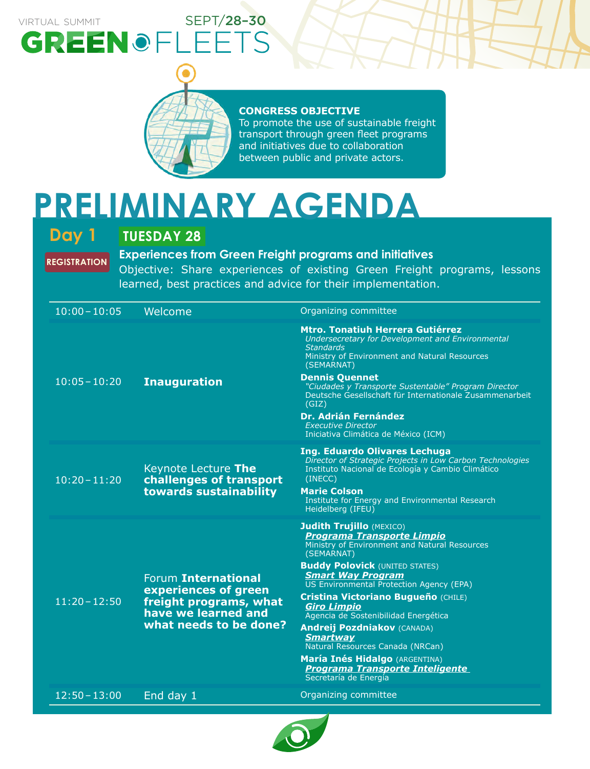VIRTUAL SUMMIT

# GREEN FLEETS

SEPT/**28-30**

**CONGRESS OBJECTIVE**
To promote the use of sustainable freight transport through green fleet programs and initiatives due to collaboration between public and private actors.

# PRELIMINARY AGENDA

## Day 1 TUESDAY 28

REGISTRATION

**Experiences from Green Freight programs and initiatives**
Objective: Share experiences of existing Green Freight programs, lessons learned, best practices and advice for their implementation.

| Time | Session | Speakers |
|---|---|---|
| 10:00 – 10:05 | Welcome | Organizing committee |
| 10:05 – 10:20 | **Inauguration** | **Mtro. Tonatiuh Herrera Gutiérrez** *Undersecretary for Development and Environmental Standards* Ministry of Environment and Natural Resources (SEMARNAT)<br><br>**Dennis Quennet** *"Ciudades y Transporte Sustentable" Program Director* Deutsche Gesellschaft für Internationale Zusammenarbeit (GIZ)<br><br>**Dr. Adrián Fernández** *Executive Director* Iniciativa Climática de México (ICM) |
| 10:20 – 11:20 | Keynote Lecture **The challenges of transport towards sustainability** | **Ing. Eduardo Olivares Lechuga** *Director of Strategic Projects in Low Carbon Technologies* Instituto Nacional de Ecología y Cambio Climático (INECC)<br><br>**Marie Colson** Institute for Energy and Environmental Research Heidelberg (IFEU) |
| 11:20 – 12:50 | Forum **International experiences of green freight programs, what have we learned and what needs to be done?** | **Judith Trujillo** (MEXICO) ***Programa Transporte Limpio*** Ministry of Environment and Natural Resources (SEMARNAT)<br><br>**Buddy Polovick** (UNITED STATES) ***Smart Way Program*** US Environmental Protection Agency (EPA)<br><br>**Cristina Victoriano Bugueño** (CHILE) ***Giro Limpio*** Agencia de Sostenibilidad Energética<br><br>**Andreij Pozdniakov** (CANADA) ***Smartway*** Natural Resources Canada (NRCan)<br><br>**María Inés Hidalgo** (ARGENTINA) ***Programa Transporte Inteligente*** Secretaría de Energía |
| 12:50 – 13:00 | End day 1 | Organizing committee |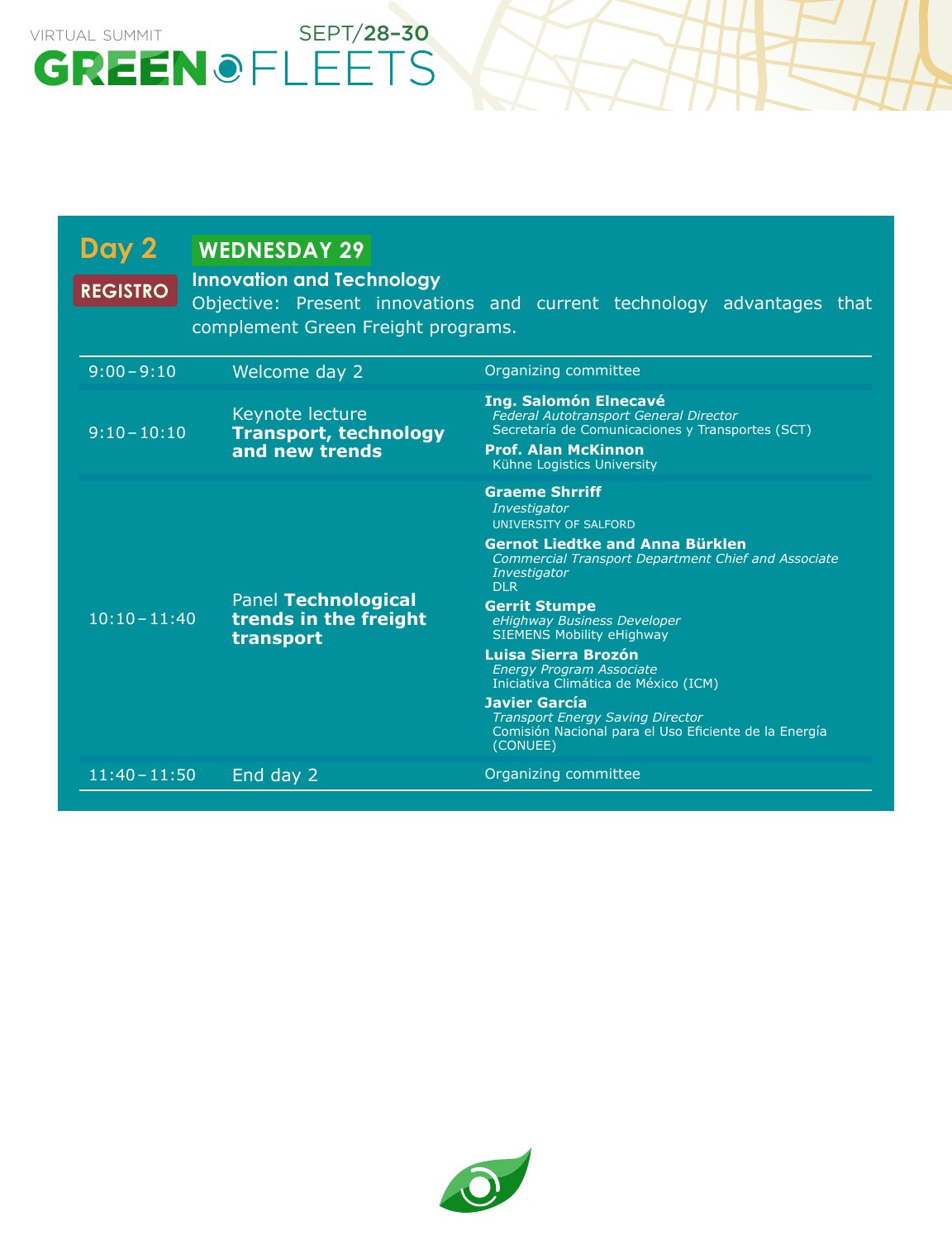VIRTUAL SUMMIT

# GREEN FLEETS

SEPT/28–30

## Day 2 — WEDNESDAY 29

REGISTRO

### Innovation and Technology

Objective: Present innovations and current technology advantages that complement Green Freight programs.

| Time | Session | Speakers |
|---|---|---|
| 9:00–9:10 | Welcome day 2 | Organizing committee |
| 9:10–10:10 | Keynote lecture **Transport, technology and new trends** | **Ing. Salomón Elnecavé**<br>*Federal Autotransport General Director*<br>Secretaría de Comunicaciones y Transportes (SCT)<br>**Prof. Alan McKinnon**<br>Kühne Logistics University |
| 10:10–11:40 | Panel **Technological trends in the freight transport** | **Graeme Shrriff**<br>*Investigator*<br>UNIVERSITY OF SALFORD<br>**Gernot Liedtke and Anna Bürklen**<br>*Commercial Transport Department Chief and Associate Investigator*<br>DLR<br>**Gerrit Stumpe**<br>*eHighway Business Developer*<br>SIEMENS Mobility eHighway<br>**Luisa Sierra Brozón**<br>*Energy Program Associate*<br>Iniciativa Climática de México (ICM)<br>**Javier García**<br>*Transport Energy Saving Director*<br>Comisión Nacional para el Uso Eficiente de la Energía (CONUEE) |
| 11:40–11:50 | End day 2 | Organizing committee |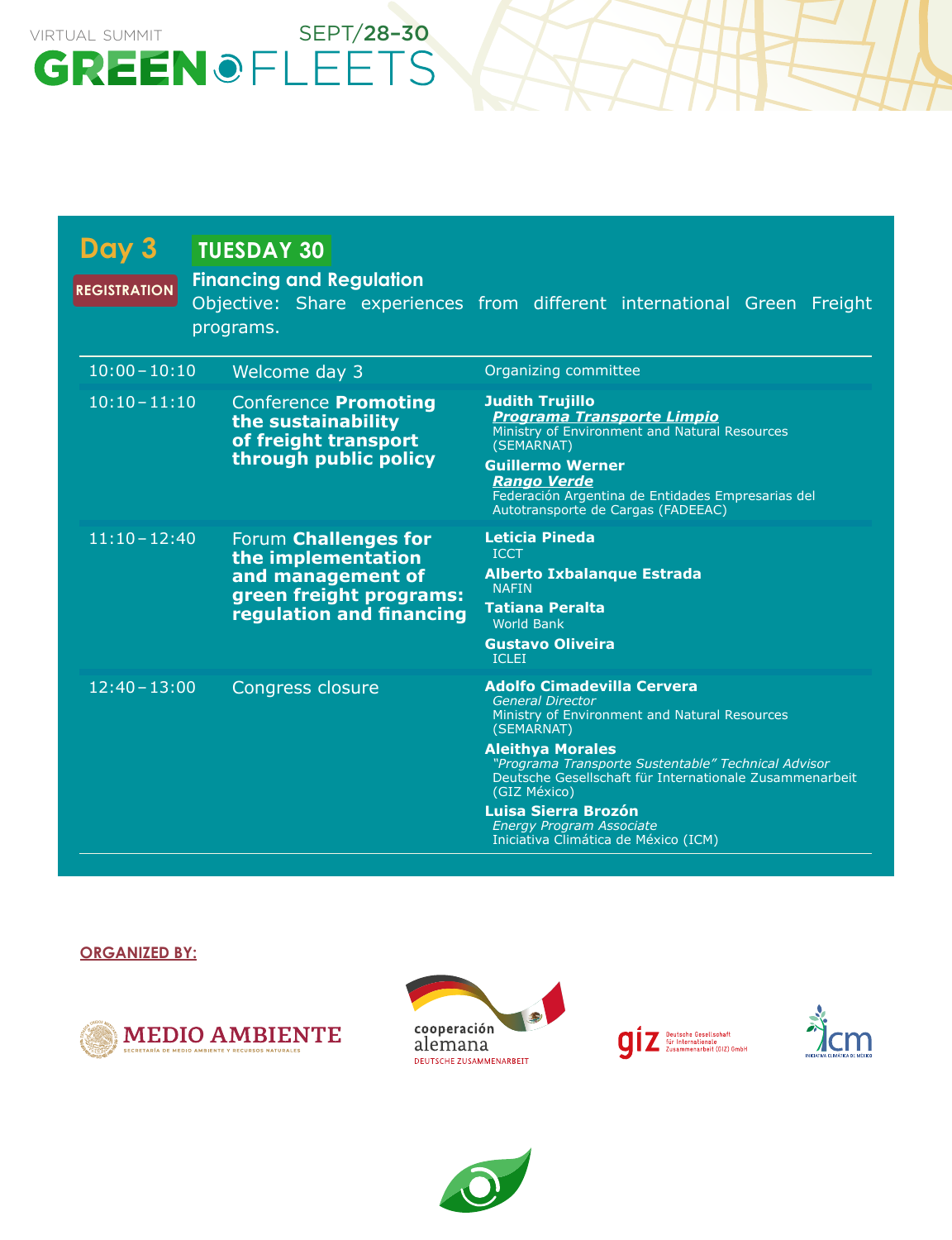VIRTUAL SUMMIT

# GREEN FLEETS

SEPT/**28-30**

## Day 3 — TUESDAY 30

REGISTRATION

### Financing and Regulation

Objective: Share experiences from different international Green Freight programs.

| | | |
|---|---|---|
| 10:00 – 10:10 | Welcome day 3 | Organizing committee |
| 10:10 – 11:10 | Conference **Promoting the sustainability of freight transport through public policy** | **Judith Trujillo**<br>***Programa Transporte Limpio***<br>Ministry of Environment and Natural Resources (SEMARNAT)<br>**Guillermo Werner**<br>***Rango Verde***<br>Federación Argentina de Entidades Empresarias del Autotransporte de Cargas (FADEEAC) |
| 11:10 – 12:40 | Forum **Challenges for the implementation and management of green freight programs: regulation and financing** | **Leticia Pineda**<br>ICCT<br>**Alberto Ixbalanque Estrada**<br>NAFIN<br>**Tatiana Peralta**<br>World Bank<br>**Gustavo Oliveira**<br>ICLEI |
| 12:40 – 13:00 | Congress closure | **Adolfo Cimadevilla Cervera**<br>*General Director*<br>Ministry of Environment and Natural Resources (SEMARNAT)<br>**Aleithya Morales**<br>*"Programa Transporte Sustentable" Technical Advisor*<br>Deutsche Gesellschaft für Internationale Zusammenarbeit (GIZ México)<br>**Luisa Sierra Brozón**<br>*Energy Program Associate*<br>Iniciativa Climática de México (ICM) |

**ORGANIZED BY:**

MEDIO AMBIENTE — SECRETARÍA DE MEDIO AMBIENTE Y RECURSOS NATURALES

cooperación alemana — DEUTSCHE ZUSAMMENARBEIT

giz — Deutsche Gesellschaft für Internationale Zusammenarbeit (GIZ) GmbH

icm — INICIATIVA CLIMÁTICA DE MÉXICO